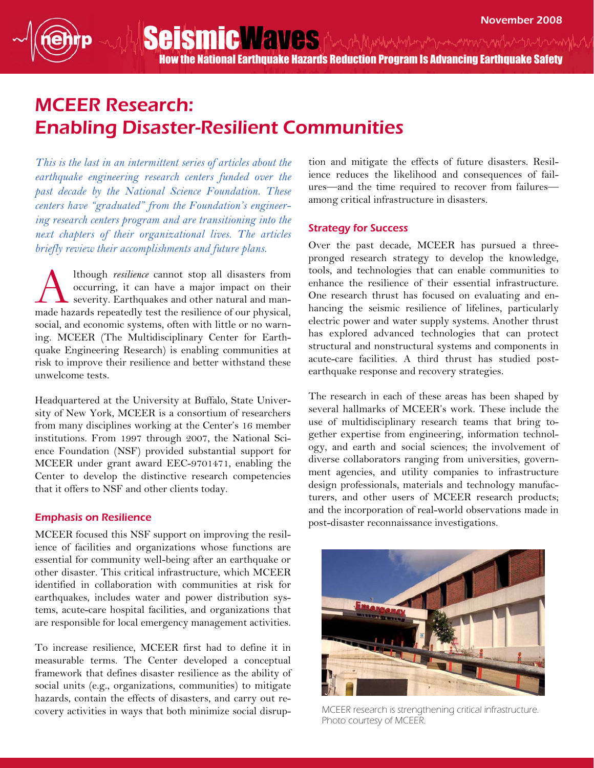# MCEER Research: Enabling Disaster-Resilient Communities

*This is the last in an intermittent series of articles about the earthquake engineering research centers funded over the past decade by the National Science Foundation. These centers have "graduated" from the Foundation's engineering research centers program and are transitioning into the next chapters of their organizational lives. The articles briefly review their accomplishments and future plans.*

Although *resilience* cannot stop all disasters from occurring, it can have a major impact on their severity. Earthquakes and other natural and man-made hazards repeatedly test the resilience of our physical, social, and economic systems, often with little or no warning. MCEER (The Multidisciplinary Center for Earthquake Engineering Research) is enabling communities at risk to improve their resilience and better withstand these unwelcome tests.

Headquartered at the University at Buffalo, State University of New York, MCEER is a consortium of researchers from many disciplines working at the Center's 16 member institutions. From 1997 through 2007, the National Science Foundation (NSF) provided substantial support for MCEER under grant award EEC-9701471, enabling the Center to develop the distinctive research competencies that it offers to NSF and other clients today.

## Emphasis on Resilience

MCEER focused this NSF support on improving the resilience of facilities and organizations whose functions are essential for community well-being after an earthquake or other disaster. This critical infrastructure, which MCEER identified in collaboration with communities at risk for earthquakes, includes water and power distribution systems, acute-care hospital facilities, and organizations that are responsible for local emergency management activities.

To increase resilience, MCEER first had to define it in measurable terms. The Center developed a conceptual framework that defines disaster resilience as the ability of social units (e.g., organizations, communities) to mitigate hazards, contain the effects of disasters, and carry out recovery activities in ways that both minimize social disruption and mitigate the effects of future disasters. Resilience reduces the likelihood and consequences of failures—and the time required to recover from failures—among critical infrastructure in disasters.

## Strategy for Success

Over the past decade, MCEER has pursued a three-pronged research strategy to develop the knowledge, tools, and technologies that can enable communities to enhance the resilience of their essential infrastructure. One research thrust has focused on evaluating and enhancing the seismic resilience of lifelines, particularly electric power and water supply systems. Another thrust has explored advanced technologies that can protect structural and nonstructural systems and components in acute-care facilities. A third thrust has studied post-earthquake response and recovery strategies.

The research in each of these areas has been shaped by several hallmarks of MCEER's work. These include the use of multidisciplinary research teams that bring together expertise from engineering, information technology, and earth and social sciences; the involvement of diverse collaborators ranging from universities, government agencies, and utility companies to infrastructure design professionals, materials and technology manufacturers, and other users of MCEER research products; and the incorporation of real-world observations made in post-disaster reconnaissance investigations.

MCEER research is strengthening critical infrastructure. Photo courtesy of MCEER.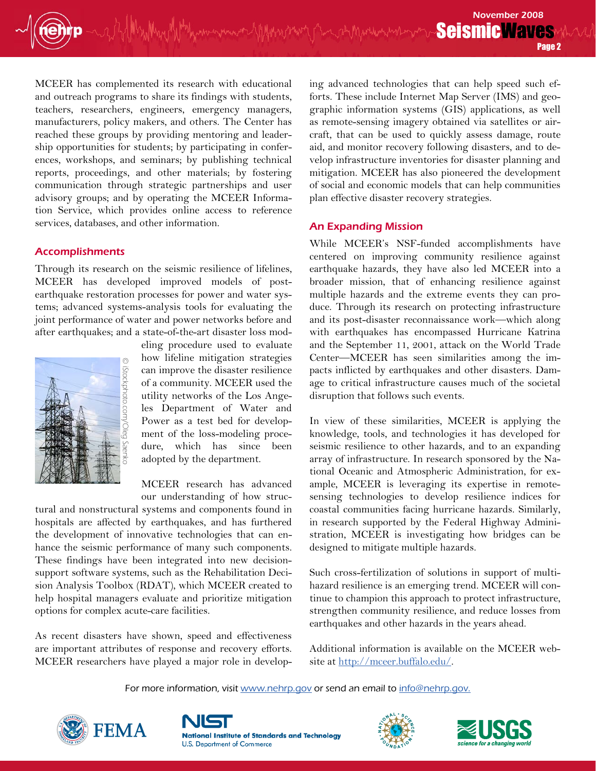MCEER has complemented its research with educational and outreach programs to share its findings with students, teachers, researchers, engineers, emergency managers, manufacturers, policy makers, and others. The Center has reached these groups by providing mentoring and leadership opportunities for students; by participating in conferences, workshops, and seminars; by publishing technical reports, proceedings, and other materials; by fostering communication through strategic partnerships and user advisory groups; and by operating the MCEER Information Service, which provides online access to reference services, databases, and other information.

### *Accomplishments*

Through its research on the seismic resilience of lifelines, MCEER has developed improved models of post-earthquake restoration processes for power and water systems; advanced systems-analysis tools for evaluating the joint performance of water and power networks before and after earthquakes; and a state-of-the-art disaster loss modeling procedure used to evaluate how lifeline mitigation strategies can improve the disaster resilience of a community. MCEER used the utility networks of the Los Angeles Department of Water and Power as a test bed for development of the loss-modeling procedure, which has since been adopted by the department.

© iStockphoto.com/Oleg Saenko

MCEER research has advanced our understanding of how structural and nonstructural systems and components found in hospitals are affected by earthquakes, and has furthered the development of innovative technologies that can enhance the seismic performance of many such components. These findings have been integrated into new decision-support software systems, such as the Rehabilitation Decision Analysis Toolbox (RDAT), which MCEER created to help hospital managers evaluate and prioritize mitigation options for complex acute-care facilities.

As recent disasters have shown, speed and effectiveness are important attributes of response and recovery efforts. MCEER researchers have played a major role in developing advanced technologies that can help speed such efforts. These include Internet Map Server (IMS) and geographic information systems (GIS) applications, as well as remote-sensing imagery obtained via satellites or aircraft, that can be used to quickly assess damage, route aid, and monitor recovery following disasters, and to develop infrastructure inventories for disaster planning and mitigation. MCEER has also pioneered the development of social and economic models that can help communities plan effective disaster recovery strategies.

### *An Expanding Mission*

While MCEER's NSF-funded accomplishments have centered on improving community resilience against earthquake hazards, they have also led MCEER into a broader mission, that of enhancing resilience against multiple hazards and the extreme events they can produce. Through its research on protecting infrastructure and its post-disaster reconnaissance work—which along with earthquakes has encompassed Hurricane Katrina and the September 11, 2001, attack on the World Trade Center—MCEER has seen similarities among the impacts inflicted by earthquakes and other disasters. Damage to critical infrastructure causes much of the societal disruption that follows such events.

In view of these similarities, MCEER is applying the knowledge, tools, and technologies it has developed for seismic resilience to other hazards, and to an expanding array of infrastructure. In research sponsored by the National Oceanic and Atmospheric Administration, for example, MCEER is leveraging its expertise in remote-sensing technologies to develop resilience indices for coastal communities facing hurricane hazards. Similarly, in research supported by the Federal Highway Administration, MCEER is investigating how bridges can be designed to mitigate multiple hazards.

Such cross-fertilization of solutions in support of multi-hazard resilience is an emerging trend. MCEER will continue to champion this approach to protect infrastructure, strengthen community resilience, and reduce losses from earthquakes and other hazards in the years ahead.

Additional information is available on the MCEER website at http://mceer.buffalo.edu/.

*For more information, visit www.nehrp.gov or send an email to info@nehrp.gov.*